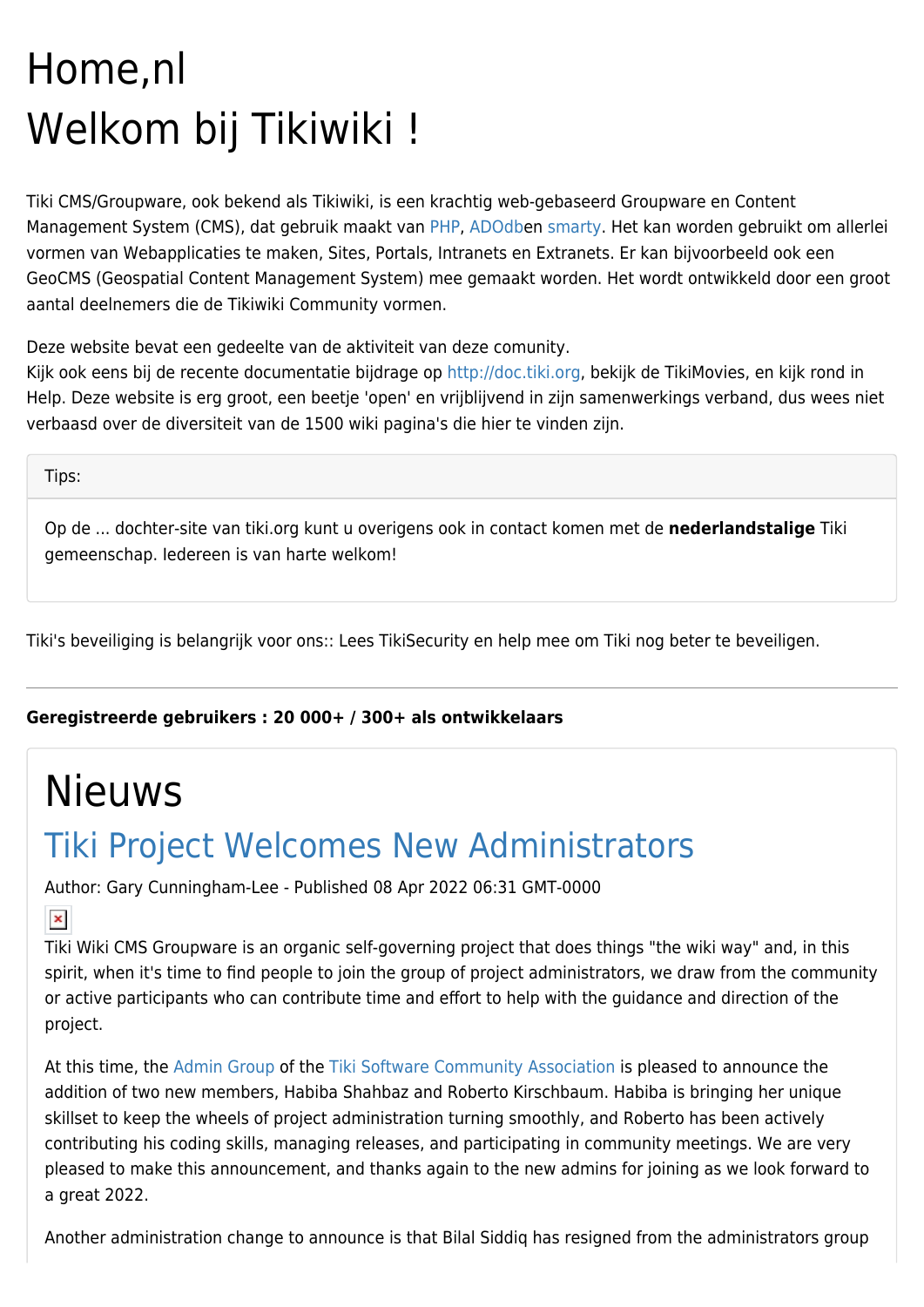# Home,nl

# Welkom bij Tikiwiki !

Tiki CMS/Groupware, ook bekend als Tikiwiki, is een krachtig web-gebaseerd Groupware en Content Management System (CMS), dat gebruik maakt van PHP, ADOdben smarty. Het kan worden gebruikt om allerlei vormen van Webapplicaties te maken, Sites, Portals, Intranets en Extranets. Er kan bijvoorbeeld ook een GeoCMS (Geospatial Content Management System) mee gemaakt worden. Het wordt ontwikkeld door een groot aantal deelnemers die de Tikiwiki Community vormen.

Deze website bevat een gedeelte van de aktiviteit van deze comunity.
Kijk ook eens bij de recente documentatie bijdrage op http://doc.tiki.org, bekijk de TikiMovies, en kijk rond in Help. Deze website is erg groot, een beetje 'open' en vrijblijvend in zijn samenwerkings verband, dus wees niet verbaasd over de diversiteit van de 1500 wiki pagina's die hier te vinden zijn.

Tips:

Op de ... dochter-site van tiki.org kunt u overigens ook in contact komen met de **nederlandstalige** Tiki gemeenschap. Iedereen is van harte welkom!

Tiki's beveiliging is belangrijk voor ons:: Lees TikiSecurity en help mee om Tiki nog beter te beveiligen.

---

**Geregistreerde gebruikers : 20 000+ / 300+ als ontwikkelaars**

# Nieuws

## Tiki Project Welcomes New Administrators

Author: Gary Cunningham-Lee - Published 08 Apr 2022 06:31 GMT-0000

Tiki Wiki CMS Groupware is an organic self-governing project that does things "the wiki way" and, in this spirit, when it's time to find people to join the group of project administrators, we draw from the community or active participants who can contribute time and effort to help with the guidance and direction of the project.

At this time, the Admin Group of the Tiki Software Community Association is pleased to announce the addition of two new members, Habiba Shahbaz and Roberto Kirschbaum. Habiba is bringing her unique skillset to keep the wheels of project administration turning smoothly, and Roberto has been actively contributing his coding skills, managing releases, and participating in community meetings. We are very pleased to make this announcement, and thanks again to the new admins for joining as we look forward to a great 2022.

Another administration change to announce is that Bilal Siddiq has resigned from the administrators group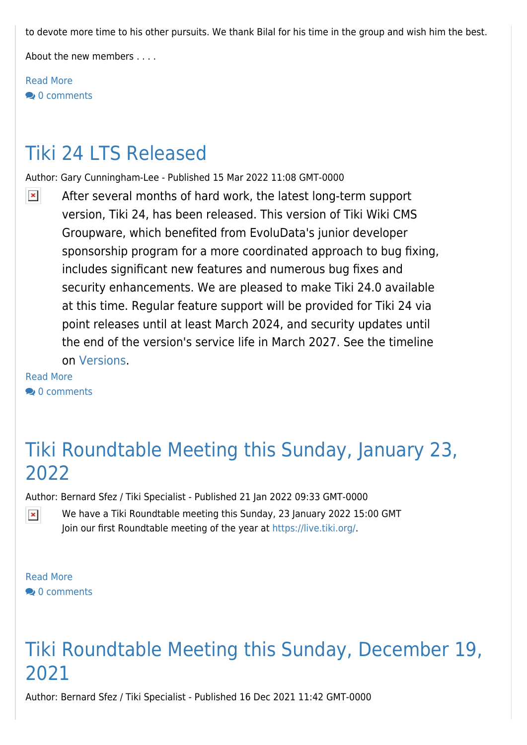to devote more time to his other pursuits. We thank Bilal for his time in the group and wish him the best.

About the new members . . . .

Read More

0 comments

## Tiki 24 LTS Released

Author: Gary Cunningham-Lee - Published 15 Mar 2022 11:08 GMT-0000

After several months of hard work, the latest long-term support version, Tiki 24, has been released. This version of Tiki Wiki CMS Groupware, which benefited from EvoluData's junior developer sponsorship program for a more coordinated approach to bug fixing, includes significant new features and numerous bug fixes and security enhancements. We are pleased to make Tiki 24.0 available at this time. Regular feature support will be provided for Tiki 24 via point releases until at least March 2024, and security updates until the end of the version's service life in March 2027. See the timeline on Versions.

Read More

0 comments

## Tiki Roundtable Meeting this Sunday, January 23, 2022

Author: Bernard Sfez / Tiki Specialist - Published 21 Jan 2022 09:33 GMT-0000

We have a Tiki Roundtable meeting this Sunday, 23 January 2022 15:00 GMT
Join our first Roundtable meeting of the year at https://live.tiki.org/.

Read More

0 comments

## Tiki Roundtable Meeting this Sunday, December 19, 2021

Author: Bernard Sfez / Tiki Specialist - Published 16 Dec 2021 11:42 GMT-0000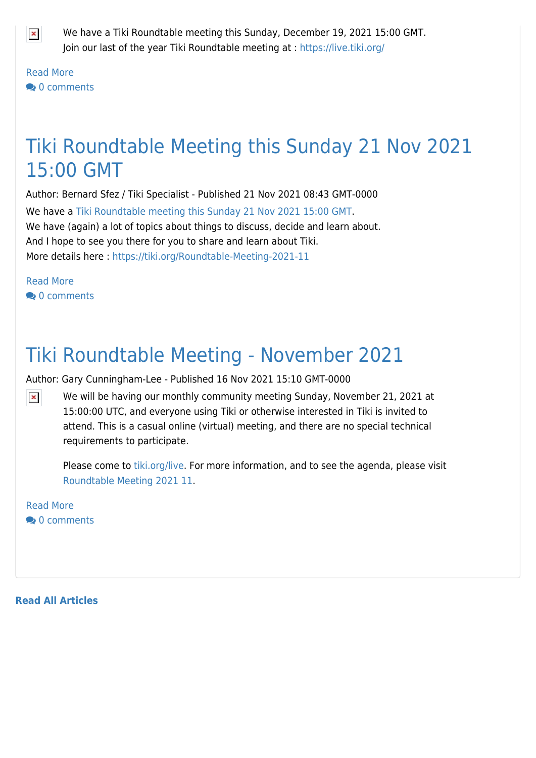We have a Tiki Roundtable meeting this Sunday, December 19, 2021 15:00 GMT.
Join our last of the year Tiki Roundtable meeting at : https://live.tiki.org/

Read More
0 comments

# Tiki Roundtable Meeting this Sunday 21 Nov 2021 15:00 GMT

Author: Bernard Sfez / Tiki Specialist - Published 21 Nov 2021 08:43 GMT-0000

We have a Tiki Roundtable meeting this Sunday 21 Nov 2021 15:00 GMT.
We have (again) a lot of topics about things to discuss, decide and learn about.
And I hope to see you there for you to share and learn about Tiki.
More details here : https://tiki.org/Roundtable-Meeting-2021-11

Read More
0 comments

# Tiki Roundtable Meeting - November 2021

Author: Gary Cunningham-Lee - Published 16 Nov 2021 15:10 GMT-0000

We will be having our monthly community meeting Sunday, November 21, 2021 at 15:00:00 UTC, and everyone using Tiki or otherwise interested in Tiki is invited to attend. This is a casual online (virtual) meeting, and there are no special technical requirements to participate.

Please come to tiki.org/live. For more information, and to see the agenda, please visit Roundtable Meeting 2021 11.

Read More
0 comments

**Read All Articles**